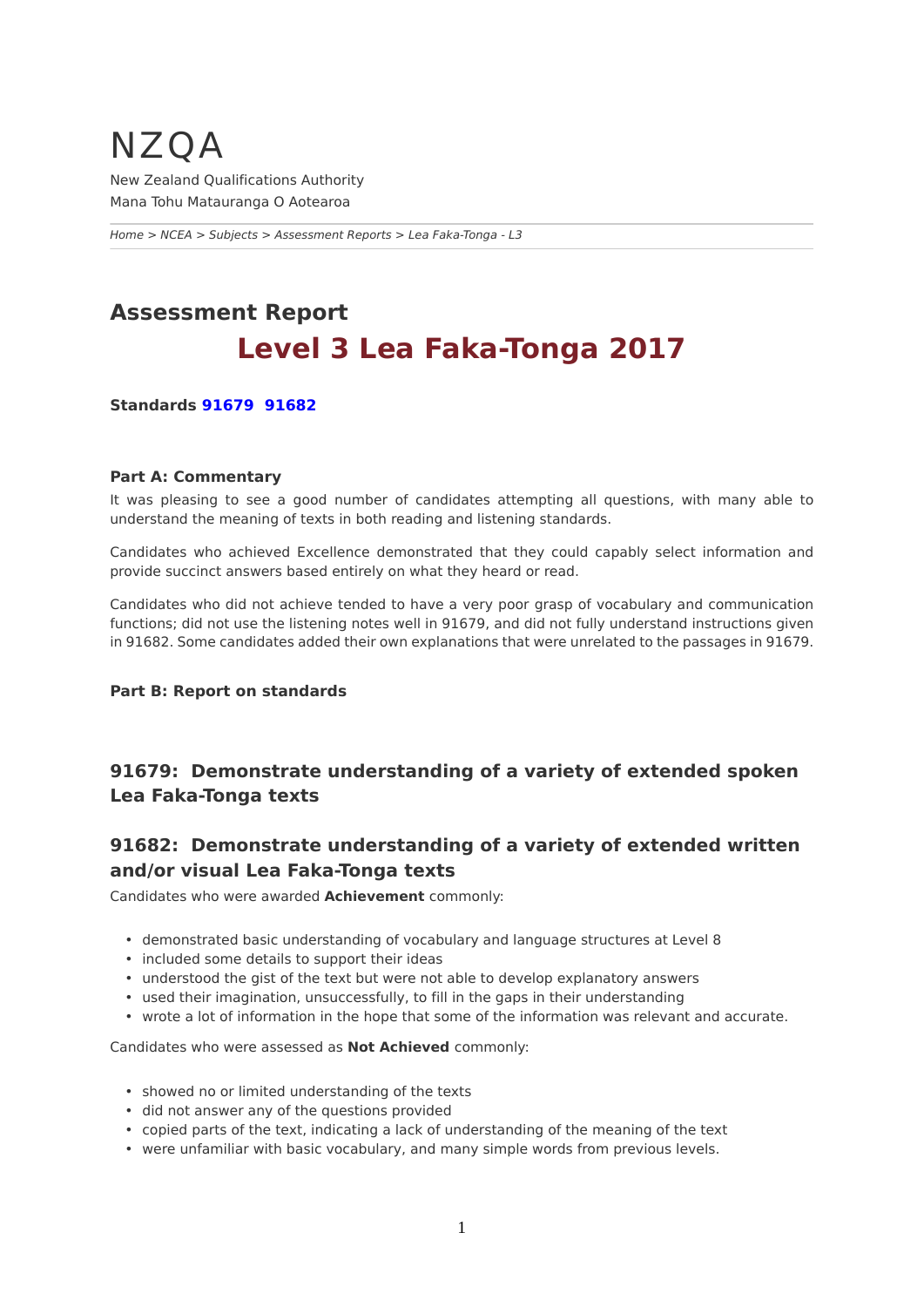# NZQA

New Zealand Qualifications Authority
Mana Tohu Matauranga O Aotearoa

*Home > NCEA > Subjects > Assessment Reports > Lea Faka-Tonga - L3*

## Assessment Report

# Level 3 Lea Faka-Tonga 2017

**Standards 91679 91682**

### Part A: Commentary

It was pleasing to see a good number of candidates attempting all questions, with many able to understand the meaning of texts in both reading and listening standards.

Candidates who achieved Excellence demonstrated that they could capably select information and provide succinct answers based entirely on what they heard or read.

Candidates who did not achieve tended to have a very poor grasp of vocabulary and communication functions; did not use the listening notes well in 91679, and did not fully understand instructions given in 91682. Some candidates added their own explanations that were unrelated to the passages in 91679.

### Part B: Report on standards

## 91679: Demonstrate understanding of a variety of extended spoken Lea Faka-Tonga texts

## 91682: Demonstrate understanding of a variety of extended written and/or visual Lea Faka-Tonga texts

Candidates who were awarded **Achievement** commonly:

- demonstrated basic understanding of vocabulary and language structures at Level 8
- included some details to support their ideas
- understood the gist of the text but were not able to develop explanatory answers
- used their imagination, unsuccessfully, to fill in the gaps in their understanding
- wrote a lot of information in the hope that some of the information was relevant and accurate.

Candidates who were assessed as **Not Achieved** commonly:

- showed no or limited understanding of the texts
- did not answer any of the questions provided
- copied parts of the text, indicating a lack of understanding of the meaning of the text
- were unfamiliar with basic vocabulary, and many simple words from previous levels.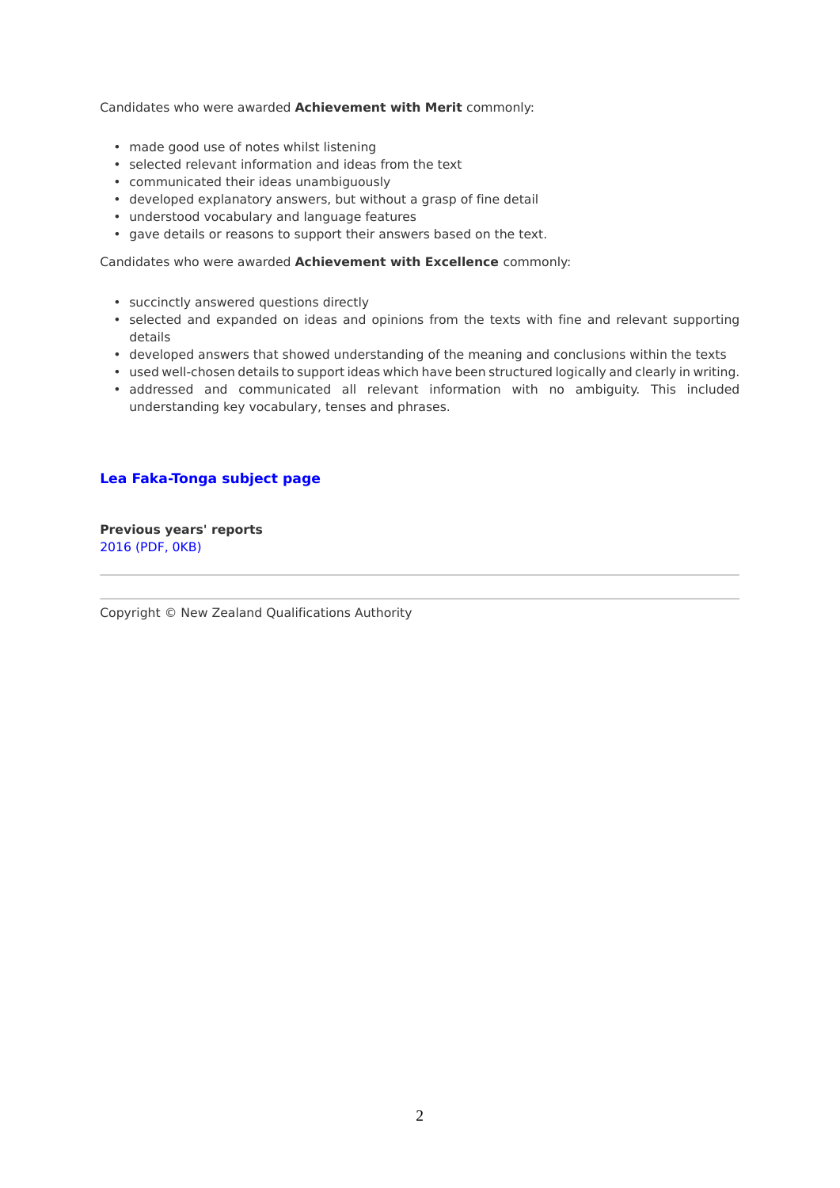Candidates who were awarded **Achievement with Merit** commonly:

- made good use of notes whilst listening
- selected relevant information and ideas from the text
- communicated their ideas unambiguously
- developed explanatory answers, but without a grasp of fine detail
- understood vocabulary and language features
- gave details or reasons to support their answers based on the text.

Candidates who were awarded **Achievement with Excellence** commonly:

- succinctly answered questions directly
- selected and expanded on ideas and opinions from the texts with fine and relevant supporting details
- developed answers that showed understanding of the meaning and conclusions within the texts
- used well-chosen details to support ideas which have been structured logically and clearly in writing.
- addressed and communicated all relevant information with no ambiguity. This included understanding key vocabulary, tenses and phrases.

**Lea Faka-Tonga subject page**

**Previous years' reports**
2016 (PDF, 0KB)

---

Copyright © New Zealand Qualifications Authority